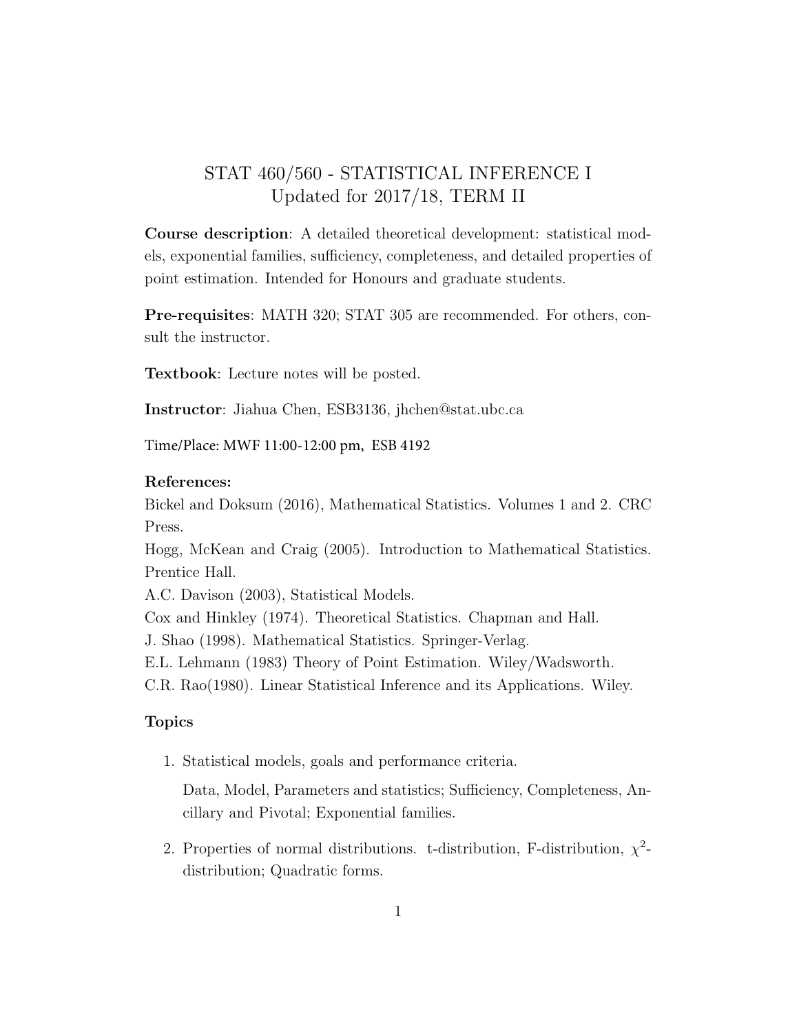# STAT 460/560 - STATISTICAL INFERENCE I
## Updated for 2017/18, TERM II

**Course description**: A detailed theoretical development: statistical models, exponential families, sufficiency, completeness, and detailed properties of point estimation. Intended for Honours and graduate students.

**Pre-requisites**: MATH 320; STAT 305 are recommended. For others, consult the instructor.

**Textbook**: Lecture notes will be posted.

**Instructor**: Jiahua Chen, ESB3136, jhchen@stat.ubc.ca

Time/Place: MWF 11:00-12:00 pm, ESB 4192

**References:**

Bickel and Doksum (2016), Mathematical Statistics. Volumes 1 and 2. CRC Press.

Hogg, McKean and Craig (2005). Introduction to Mathematical Statistics. Prentice Hall.

A.C. Davison (2003), Statistical Models.

Cox and Hinkley (1974). Theoretical Statistics. Chapman and Hall.

J. Shao (1998). Mathematical Statistics. Springer-Verlag.

E.L. Lehmann (1983) Theory of Point Estimation. Wiley/Wadsworth.

C.R. Rao(1980). Linear Statistical Inference and its Applications. Wiley.

### Topics

1. Statistical models, goals and performance criteria.

   Data, Model, Parameters and statistics; Sufficiency, Completeness, Ancillary and Pivotal; Exponential families.

2. Properties of normal distributions. t-distribution, F-distribution, $\chi^2$-distribution; Quadratic forms.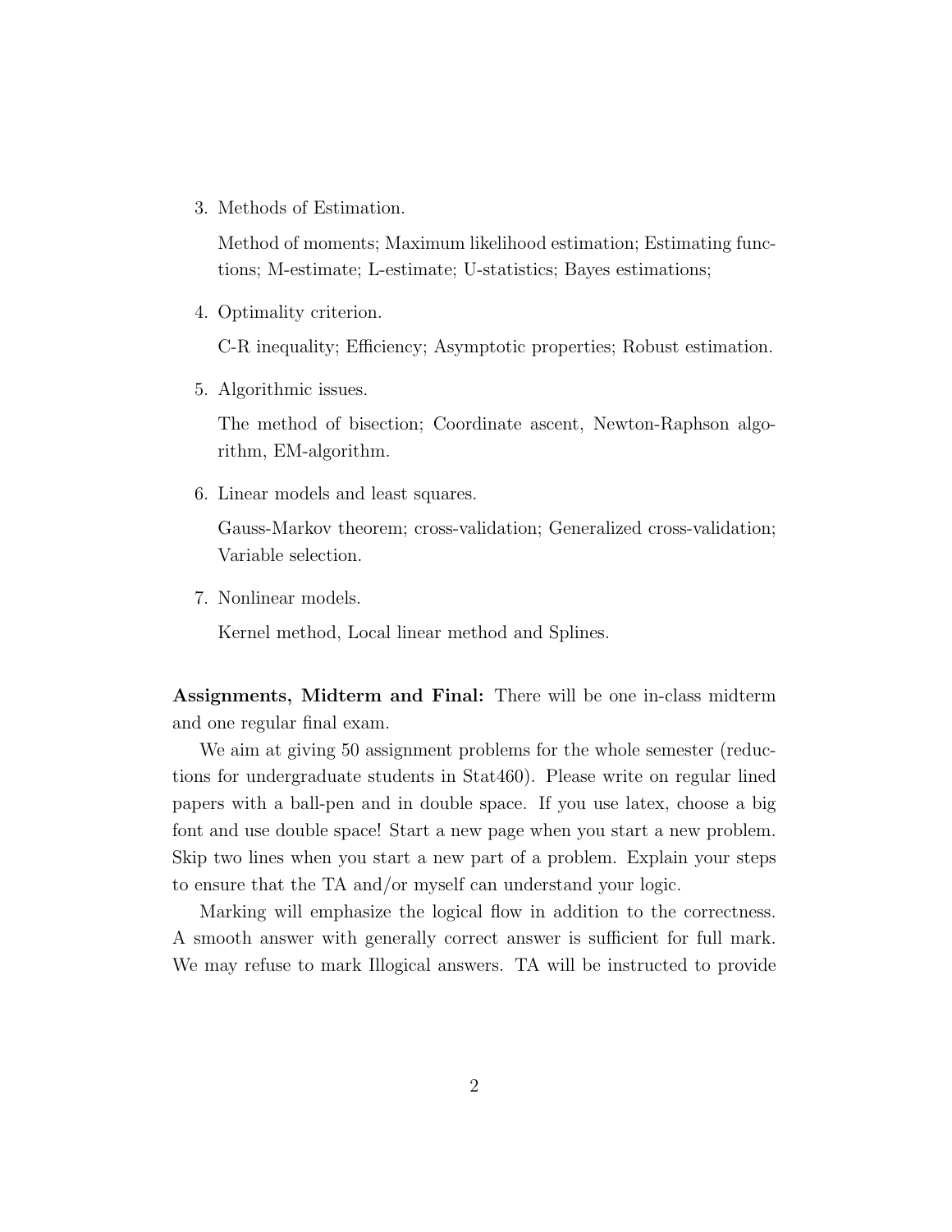3. Methods of Estimation.

   Method of moments; Maximum likelihood estimation; Estimating functions; M-estimate; L-estimate; U-statistics; Bayes estimations;

4. Optimality criterion.

   C-R inequality; Efficiency; Asymptotic properties; Robust estimation.

5. Algorithmic issues.

   The method of bisection; Coordinate ascent, Newton-Raphson algorithm, EM-algorithm.

6. Linear models and least squares.

   Gauss-Markov theorem; cross-validation; Generalized cross-validation; Variable selection.

7. Nonlinear models.

   Kernel method, Local linear method and Splines.

**Assignments, Midterm and Final:** There will be one in-class midterm and one regular final exam.

We aim at giving 50 assignment problems for the whole semester (reductions for undergraduate students in Stat460). Please write on regular lined papers with a ball-pen and in double space. If you use latex, choose a big font and use double space! Start a new page when you start a new problem. Skip two lines when you start a new part of a problem. Explain your steps to ensure that the TA and/or myself can understand your logic.

Marking will emphasize the logical flow in addition to the correctness. A smooth answer with generally correct answer is sufficient for full mark. We may refuse to mark Illogical answers. TA will be instructed to provide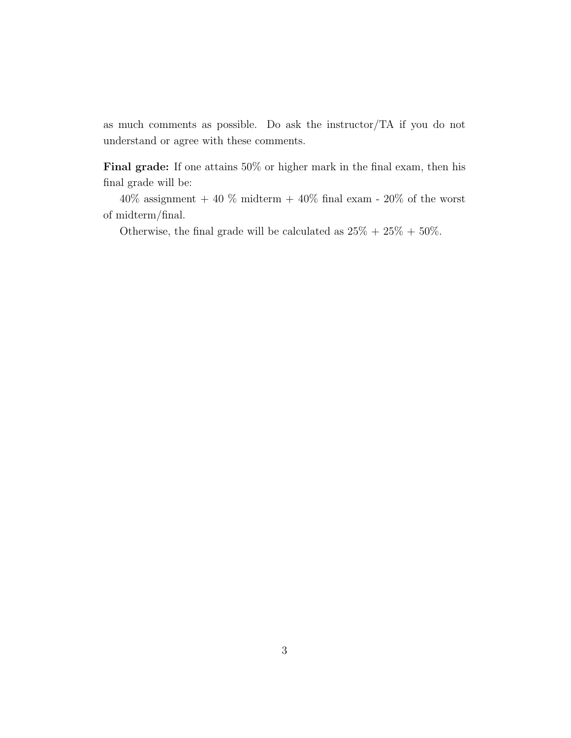as much comments as possible. Do ask the instructor/TA if you do not understand or agree with these comments.

**Final grade:** If one attains 50% or higher mark in the final exam, then his final grade will be:

40% assignment + 40 % midterm + 40% final exam - 20% of the worst of midterm/final.

Otherwise, the final grade will be calculated as 25% + 25% + 50%.